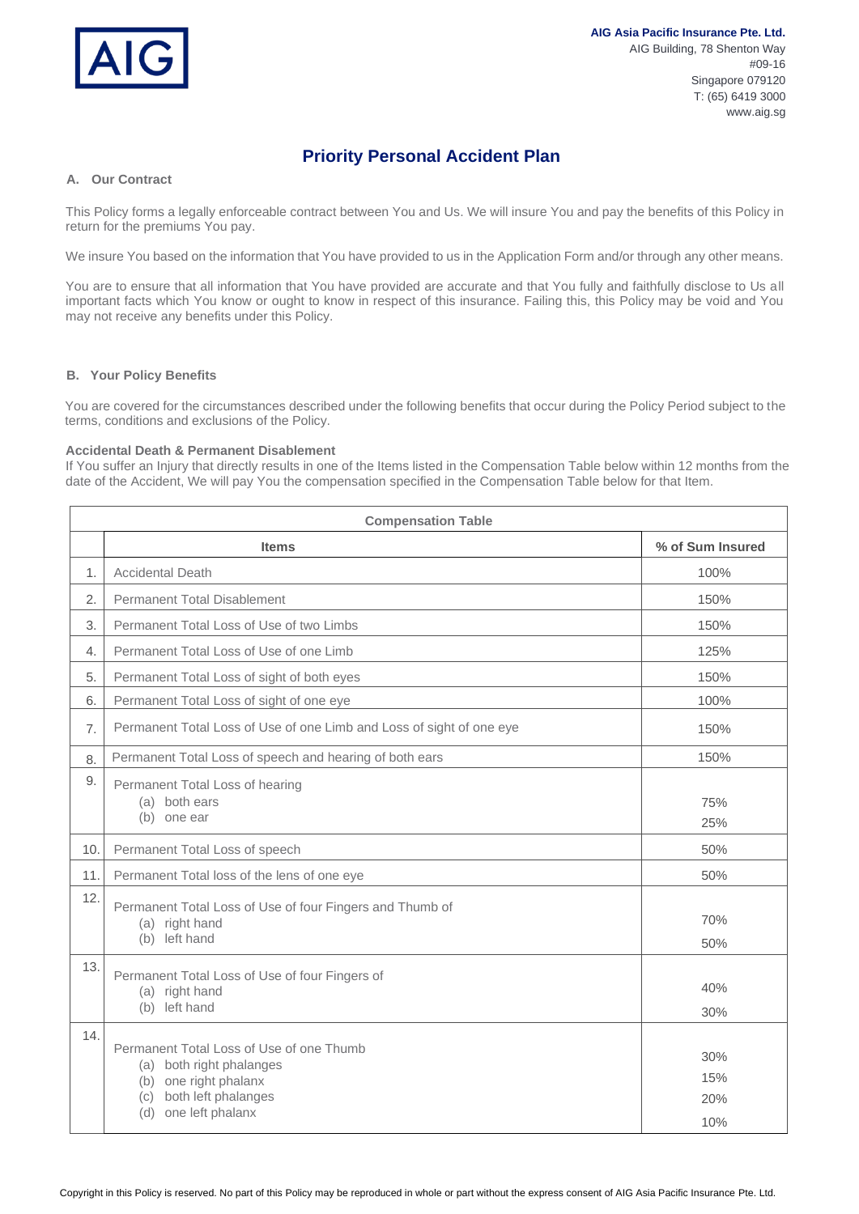AIG

**AIG Asia Pacific Insurance Pte. Ltd.**
AIG Building, 78 Shenton Way
#09-16
Singapore 079120
T: (65) 6419 3000
www.aig.sg

# Priority Personal Accident Plan

## A. Our Contract

This Policy forms a legally enforceable contract between You and Us. We will insure You and pay the benefits of this Policy in return for the premiums You pay.

We insure You based on the information that You have provided to us in the Application Form and/or through any other means.

You are to ensure that all information that You have provided are accurate and that You fully and faithfully disclose to Us all important facts which You know or ought to know in respect of this insurance. Failing this, this Policy may be void and You may not receive any benefits under this Policy.

## B. Your Policy Benefits

You are covered for the circumstances described under the following benefits that occur during the Policy Period subject to the terms, conditions and exclusions of the Policy.

### Accidental Death & Permanent Disablement

If You suffer an Injury that directly results in one of the Items listed in the Compensation Table below within 12 months from the date of the Accident, We will pay You the compensation specified in the Compensation Table below for that Item.

**Compensation Table**

| | Items | % of Sum Insured |
|---|---|---|
| 1. | Accidental Death | 100% |
| 2. | Permanent Total Disablement | 150% |
| 3. | Permanent Total Loss of Use of two Limbs | 150% |
| 4. | Permanent Total Loss of Use of one Limb | 125% |
| 5. | Permanent Total Loss of sight of both eyes | 150% |
| 6. | Permanent Total Loss of sight of one eye | 100% |
| 7. | Permanent Total Loss of Use of one Limb and Loss of sight of one eye | 150% |
| 8. | Permanent Total Loss of speech and hearing of both ears | 150% |
| 9. | Permanent Total Loss of hearing | |
| | (a) both ears | 75% |
| | (b) one ear | 25% |
| 10. | Permanent Total Loss of speech | 50% |
| 11. | Permanent Total loss of the lens of one eye | 50% |
| 12. | Permanent Total Loss of Use of four Fingers and Thumb of | |
| | (a) right hand | 70% |
| | (b) left hand | 50% |
| 13. | Permanent Total Loss of Use of four Fingers of | |
| | (a) right hand | 40% |
| | (b) left hand | 30% |
| 14. | Permanent Total Loss of Use of one Thumb | |
| | (a) both right phalanges | 30% |
| | (b) one right phalanx | 15% |
| | (c) both left phalanges | 20% |
| | (d) one left phalanx | 10% |

Copyright in this Policy is reserved. No part of this Policy may be reproduced in whole or part without the express consent of AIG Asia Pacific Insurance Pte. Ltd.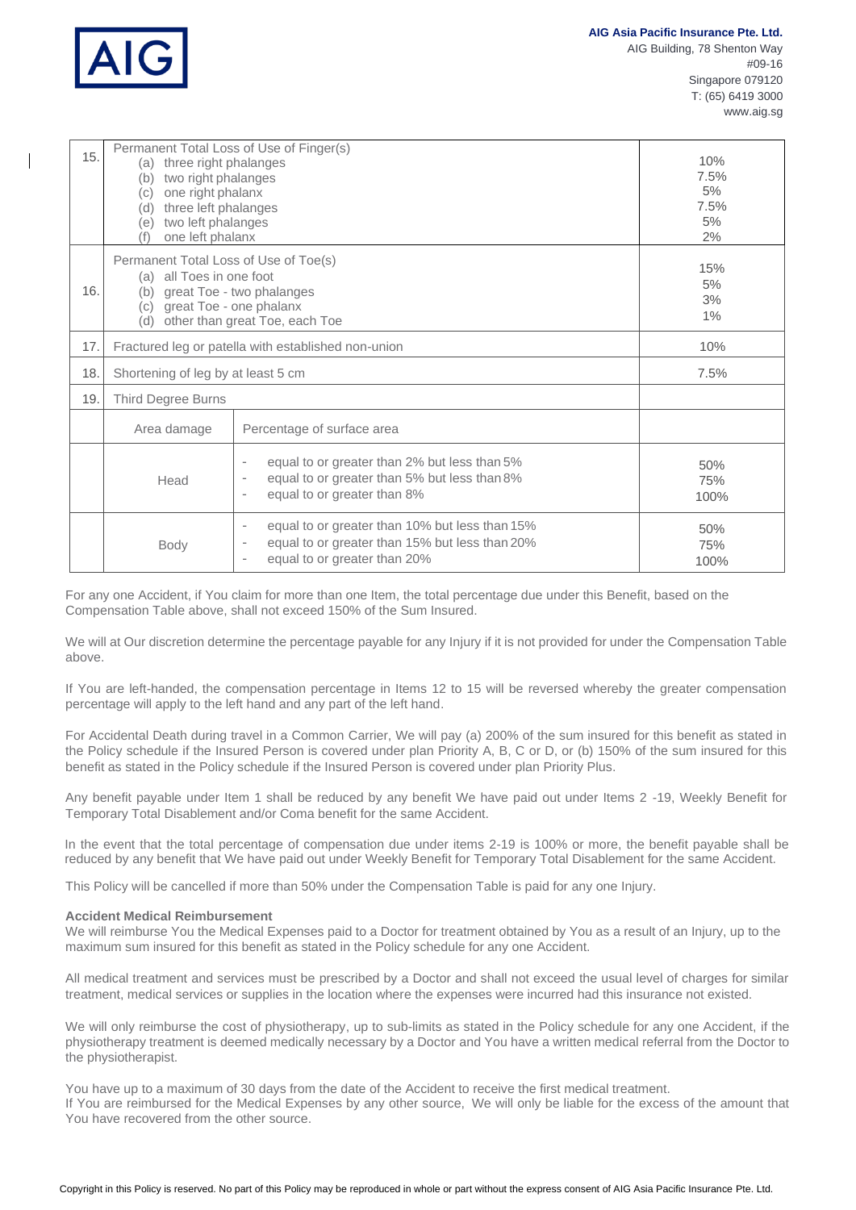| | | |
|---|---|---|
| 15. | Permanent Total Loss of Use of Finger(s)<br>(a) three right phalanges<br>(b) two right phalanges<br>(c) one right phalanx<br>(d) three left phalanges<br>(e) two left phalanges<br>(f) one left phalanx | <br>10%<br>7.5%<br>5%<br>7.5%<br>5%<br>2% |
| 16. | Permanent Total Loss of Use of Toe(s)<br>(a) all Toes in one foot<br>(b) great Toe - two phalanges<br>(c) great Toe - one phalanx<br>(d) other than great Toe, each Toe | <br>15%<br>5%<br>3%<br>1% |
| 17. | Fractured leg or patella with established non-union | 10% |
| 18. | Shortening of leg by at least 5 cm | 7.5% |
| 19. | Third Degree Burns | |
| | **Area damage** — **Percentage of surface area** | |
| | Head: - equal to or greater than 2% but less than 5%<br>- equal to or greater than 5% but less than 8%<br>- equal to or greater than 8% | 50%<br>75%<br>100% |
| | Body: - equal to or greater than 10% but less than 15%<br>- equal to or greater than 15% but less than 20%<br>- equal to or greater than 20% | 50%<br>75%<br>100% |

For any one Accident, if You claim for more than one Item, the total percentage due under this Benefit, based on the Compensation Table above, shall not exceed 150% of the Sum Insured.

We will at Our discretion determine the percentage payable for any Injury if it is not provided for under the Compensation Table above.

If You are left-handed, the compensation percentage in Items 12 to 15 will be reversed whereby the greater compensation percentage will apply to the left hand and any part of the left hand.

For Accidental Death during travel in a Common Carrier, We will pay (a) 200% of the sum insured for this benefit as stated in the Policy schedule if the Insured Person is covered under plan Priority A, B, C or D, or (b) 150% of the sum insured for this benefit as stated in the Policy schedule if the Insured Person is covered under plan Priority Plus.

Any benefit payable under Item 1 shall be reduced by any benefit We have paid out under Items 2 -19, Weekly Benefit for Temporary Total Disablement and/or Coma benefit for the same Accident.

In the event that the total percentage of compensation due under items 2-19 is 100% or more, the benefit payable shall be reduced by any benefit that We have paid out under Weekly Benefit for Temporary Total Disablement for the same Accident.

This Policy will be cancelled if more than 50% under the Compensation Table is paid for any one Injury.

**Accident Medical Reimbursement**

We will reimburse You the Medical Expenses paid to a Doctor for treatment obtained by You as a result of an Injury, up to the maximum sum insured for this benefit as stated in the Policy schedule for any one Accident.

All medical treatment and services must be prescribed by a Doctor and shall not exceed the usual level of charges for similar treatment, medical services or supplies in the location where the expenses were incurred had this insurance not existed.

We will only reimburse the cost of physiotherapy, up to sub-limits as stated in the Policy schedule for any one Accident, if the physiotherapy treatment is deemed medically necessary by a Doctor and You have a written medical referral from the Doctor to the physiotherapist.

You have up to a maximum of 30 days from the date of the Accident to receive the first medical treatment.
If You are reimbursed for the Medical Expenses by any other source, We will only be liable for the excess of the amount that You have recovered from the other source.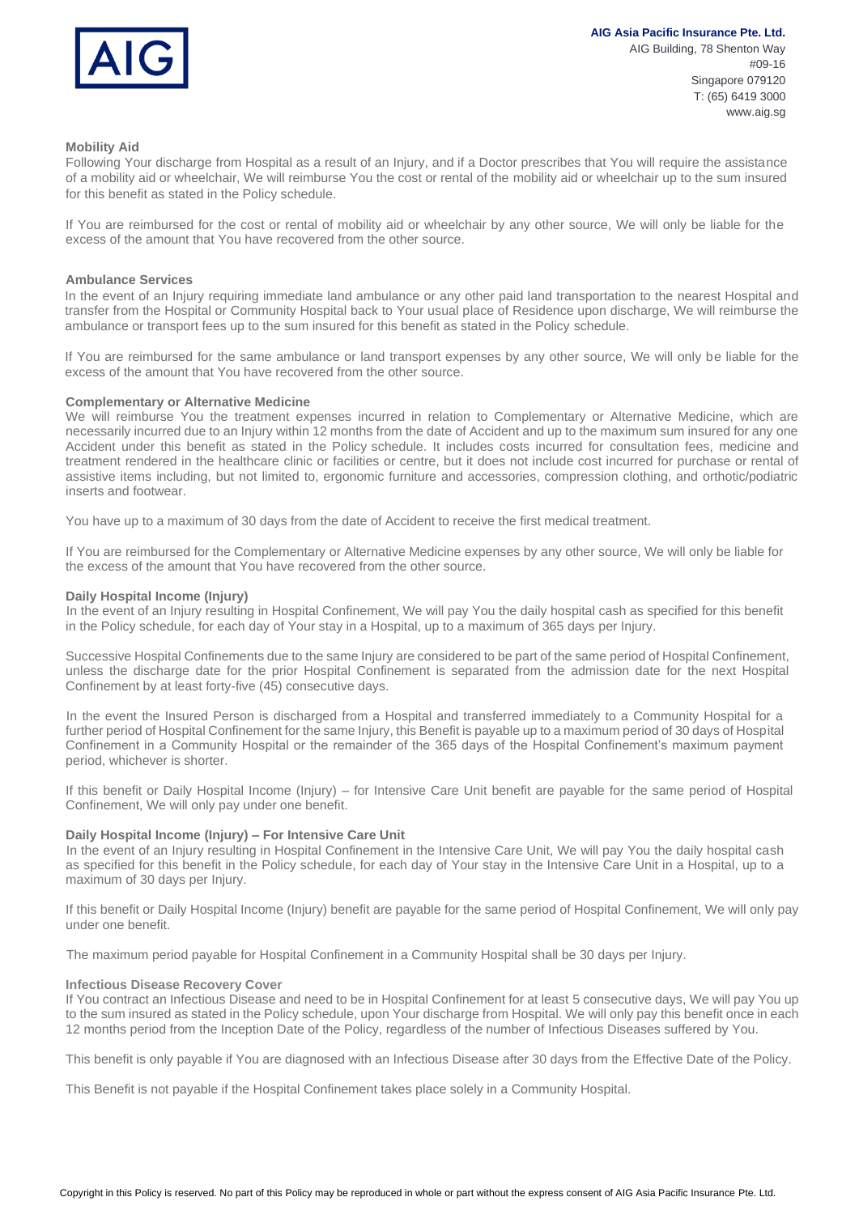### Mobility Aid

Following Your discharge from Hospital as a result of an Injury, and if a Doctor prescribes that You will require the assistance of a mobility aid or wheelchair, We will reimburse You the cost or rental of the mobility aid or wheelchair up to the sum insured for this benefit as stated in the Policy schedule.

If You are reimbursed for the cost or rental of mobility aid or wheelchair by any other source, We will only be liable for the excess of the amount that You have recovered from the other source.

### Ambulance Services

In the event of an Injury requiring immediate land ambulance or any other paid land transportation to the nearest Hospital and transfer from the Hospital or Community Hospital back to Your usual place of Residence upon discharge, We will reimburse the ambulance or transport fees up to the sum insured for this benefit as stated in the Policy schedule.

If You are reimbursed for the same ambulance or land transport expenses by any other source, We will only be liable for the excess of the amount that You have recovered from the other source.

### Complementary or Alternative Medicine

We will reimburse You the treatment expenses incurred in relation to Complementary or Alternative Medicine, which are necessarily incurred due to an Injury within 12 months from the date of Accident and up to the maximum sum insured for any one Accident under this benefit as stated in the Policy schedule. It includes costs incurred for consultation fees, medicine and treatment rendered in the healthcare clinic or facilities or centre, but it does not include cost incurred for purchase or rental of assistive items including, but not limited to, ergonomic furniture and accessories, compression clothing, and orthotic/podiatric inserts and footwear.

You have up to a maximum of 30 days from the date of Accident to receive the first medical treatment.

If You are reimbursed for the Complementary or Alternative Medicine expenses by any other source, We will only be liable for the excess of the amount that You have recovered from the other source.

### Daily Hospital Income (Injury)

In the event of an Injury resulting in Hospital Confinement, We will pay You the daily hospital cash as specified for this benefit in the Policy schedule, for each day of Your stay in a Hospital, up to a maximum of 365 days per Injury.

Successive Hospital Confinements due to the same Injury are considered to be part of the same period of Hospital Confinement, unless the discharge date for the prior Hospital Confinement is separated from the admission date for the next Hospital Confinement by at least forty-five (45) consecutive days.

In the event the Insured Person is discharged from a Hospital and transferred immediately to a Community Hospital for a further period of Hospital Confinement for the same Injury, this Benefit is payable up to a maximum period of 30 days of Hospital Confinement in a Community Hospital or the remainder of the 365 days of the Hospital Confinement's maximum payment period, whichever is shorter.

If this benefit or Daily Hospital Income (Injury) – for Intensive Care Unit benefit are payable for the same period of Hospital Confinement, We will only pay under one benefit.

### Daily Hospital Income (Injury) – For Intensive Care Unit

In the event of an Injury resulting in Hospital Confinement in the Intensive Care Unit, We will pay You the daily hospital cash as specified for this benefit in the Policy schedule, for each day of Your stay in the Intensive Care Unit in a Hospital, up to a maximum of 30 days per Injury.

If this benefit or Daily Hospital Income (Injury) benefit are payable for the same period of Hospital Confinement, We will only pay under one benefit.

The maximum period payable for Hospital Confinement in a Community Hospital shall be 30 days per Injury.

### Infectious Disease Recovery Cover

If You contract an Infectious Disease and need to be in Hospital Confinement for at least 5 consecutive days, We will pay You up to the sum insured as stated in the Policy schedule, upon Your discharge from Hospital. We will only pay this benefit once in each 12 months period from the Inception Date of the Policy, regardless of the number of Infectious Diseases suffered by You.

This benefit is only payable if You are diagnosed with an Infectious Disease after 30 days from the Effective Date of the Policy.

This Benefit is not payable if the Hospital Confinement takes place solely in a Community Hospital.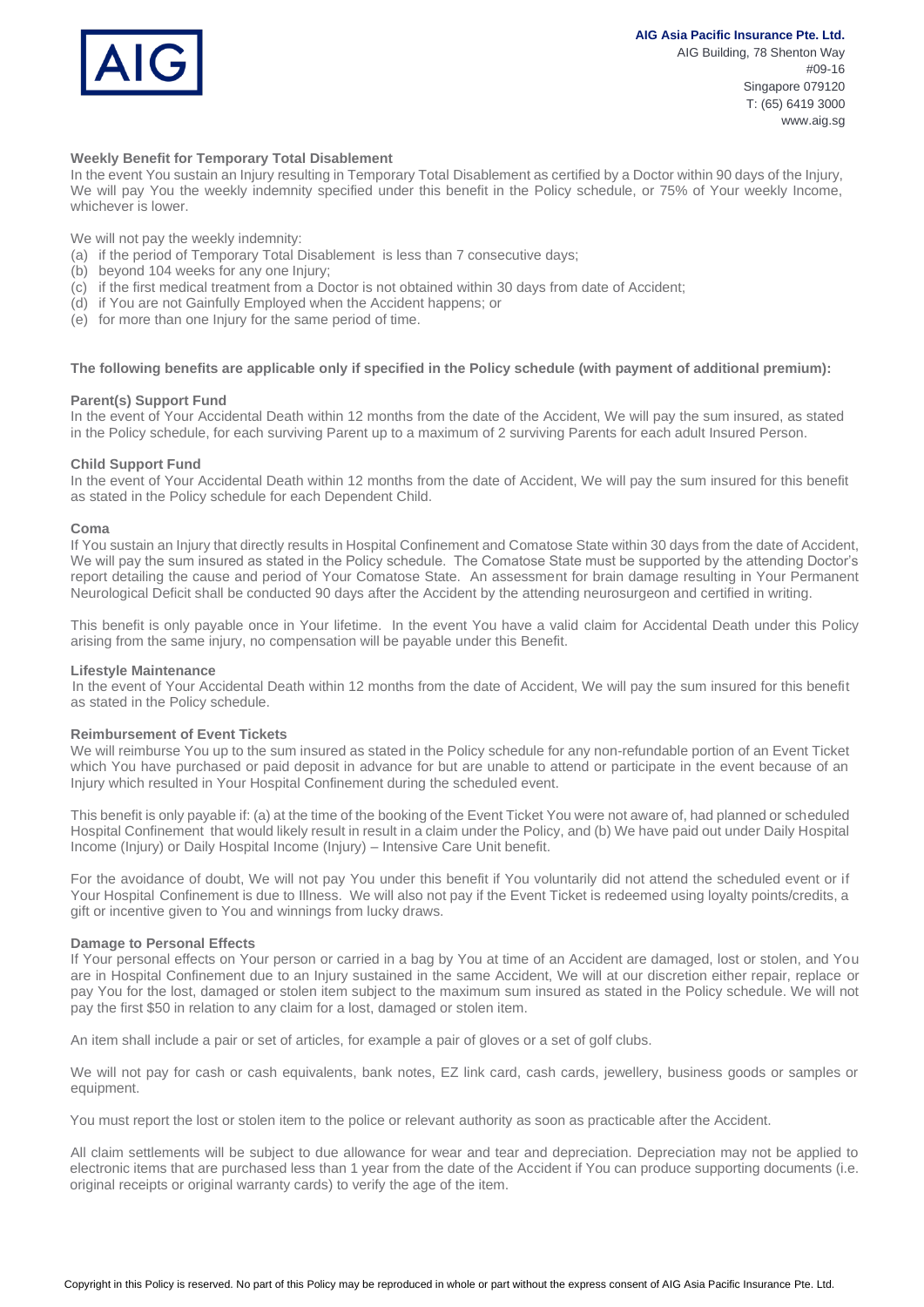### Weekly Benefit for Temporary Total Disablement

In the event You sustain an Injury resulting in Temporary Total Disablement as certified by a Doctor within 90 days of the Injury, We will pay You the weekly indemnity specified under this benefit in the Policy schedule, or 75% of Your weekly Income, whichever is lower.

We will not pay the weekly indemnity:

(a) if the period of Temporary Total Disablement is less than 7 consecutive days;
(b) beyond 104 weeks for any one Injury;
(c) if the first medical treatment from a Doctor is not obtained within 30 days from date of Accident;
(d) if You are not Gainfully Employed when the Accident happens; or
(e) for more than one Injury for the same period of time.

**The following benefits are applicable only if specified in the Policy schedule (with payment of additional premium):**

### Parent(s) Support Fund

In the event of Your Accidental Death within 12 months from the date of the Accident, We will pay the sum insured, as stated in the Policy schedule, for each surviving Parent up to a maximum of 2 surviving Parents for each adult Insured Person.

### Child Support Fund

In the event of Your Accidental Death within 12 months from the date of Accident, We will pay the sum insured for this benefit as stated in the Policy schedule for each Dependent Child.

### Coma

If You sustain an Injury that directly results in Hospital Confinement and Comatose State within 30 days from the date of Accident, We will pay the sum insured as stated in the Policy schedule. The Comatose State must be supported by the attending Doctor's report detailing the cause and period of Your Comatose State. An assessment for brain damage resulting in Your Permanent Neurological Deficit shall be conducted 90 days after the Accident by the attending neurosurgeon and certified in writing.

This benefit is only payable once in Your lifetime. In the event You have a valid claim for Accidental Death under this Policy arising from the same injury, no compensation will be payable under this Benefit.

### Lifestyle Maintenance

In the event of Your Accidental Death within 12 months from the date of Accident, We will pay the sum insured for this benefit as stated in the Policy schedule.

### Reimbursement of Event Tickets

We will reimburse You up to the sum insured as stated in the Policy schedule for any non-refundable portion of an Event Ticket which You have purchased or paid deposit in advance for but are unable to attend or participate in the event because of an Injury which resulted in Your Hospital Confinement during the scheduled event.

This benefit is only payable if: (a) at the time of the booking of the Event Ticket You were not aware of, had planned or scheduled Hospital Confinement that would likely result in result in a claim under the Policy, and (b) We have paid out under Daily Hospital Income (Injury) or Daily Hospital Income (Injury) – Intensive Care Unit benefit.

For the avoidance of doubt, We will not pay You under this benefit if You voluntarily did not attend the scheduled event or if Your Hospital Confinement is due to Illness. We will also not pay if the Event Ticket is redeemed using loyalty points/credits, a gift or incentive given to You and winnings from lucky draws.

### Damage to Personal Effects

If Your personal effects on Your person or carried in a bag by You at time of an Accident are damaged, lost or stolen, and You are in Hospital Confinement due to an Injury sustained in the same Accident, We will at our discretion either repair, replace or pay You for the lost, damaged or stolen item subject to the maximum sum insured as stated in the Policy schedule. We will not pay the first $50 in relation to any claim for a lost, damaged or stolen item.

An item shall include a pair or set of articles, for example a pair of gloves or a set of golf clubs.

We will not pay for cash or cash equivalents, bank notes, EZ link card, cash cards, jewellery, business goods or samples or equipment.

You must report the lost or stolen item to the police or relevant authority as soon as practicable after the Accident.

All claim settlements will be subject to due allowance for wear and tear and depreciation. Depreciation may not be applied to electronic items that are purchased less than 1 year from the date of the Accident if You can produce supporting documents (i.e. original receipts or original warranty cards) to verify the age of the item.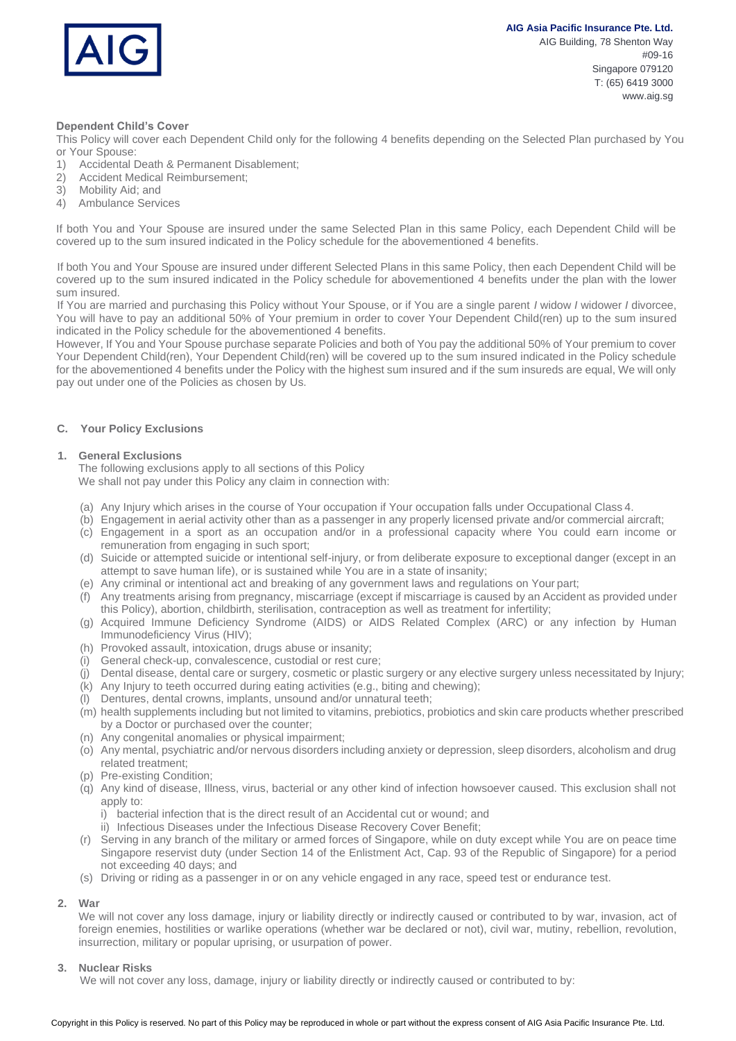**Dependent Child's Cover**

This Policy will cover each Dependent Child only for the following 4 benefits depending on the Selected Plan purchased by You or Your Spouse:

1) Accidental Death & Permanent Disablement;
2) Accident Medical Reimbursement;
3) Mobility Aid; and
4) Ambulance Services

If both You and Your Spouse are insured under the same Selected Plan in this same Policy, each Dependent Child will be covered up to the sum insured indicated in the Policy schedule for the abovementioned 4 benefits.

If both You and Your Spouse are insured under different Selected Plans in this same Policy, then each Dependent Child will be covered up to the sum insured indicated in the Policy schedule for abovementioned 4 benefits under the plan with the lower sum insured.

If You are married and purchasing this Policy without Your Spouse, or if You are a single parent / widow / widower / divorcee, You will have to pay an additional 50% of Your premium in order to cover Your Dependent Child(ren) up to the sum insured indicated in the Policy schedule for the abovementioned 4 benefits.

However, If You and Your Spouse purchase separate Policies and both of You pay the additional 50% of Your premium to cover Your Dependent Child(ren), Your Dependent Child(ren) will be covered up to the sum insured indicated in the Policy schedule for the abovementioned 4 benefits under the Policy with the highest sum insured and if the sum insureds are equal, We will only pay out under one of the Policies as chosen by Us.

## C. Your Policy Exclusions

### 1. General Exclusions

The following exclusions apply to all sections of this Policy

We shall not pay under this Policy any claim in connection with:

(a) Any Injury which arises in the course of Your occupation if Your occupation falls under Occupational Class 4.
(b) Engagement in aerial activity other than as a passenger in any properly licensed private and/or commercial aircraft;
(c) Engagement in a sport as an occupation and/or in a professional capacity where You could earn income or remuneration from engaging in such sport;
(d) Suicide or attempted suicide or intentional self-injury, or from deliberate exposure to exceptional danger (except in an attempt to save human life), or is sustained while You are in a state of insanity;
(e) Any criminal or intentional act and breaking of any government laws and regulations on Your part;
(f) Any treatments arising from pregnancy, miscarriage (except if miscarriage is caused by an Accident as provided under this Policy), abortion, childbirth, sterilisation, contraception as well as treatment for infertility;
(g) Acquired Immune Deficiency Syndrome (AIDS) or AIDS Related Complex (ARC) or any infection by Human Immunodeficiency Virus (HIV);
(h) Provoked assault, intoxication, drugs abuse or insanity;
(i) General check-up, convalescence, custodial or rest cure;
(j) Dental disease, dental care or surgery, cosmetic or plastic surgery or any elective surgery unless necessitated by Injury;
(k) Any Injury to teeth occurred during eating activities (e.g., biting and chewing);
(l) Dentures, dental crowns, implants, unsound and/or unnatural teeth;
(m) health supplements including but not limited to vitamins, prebiotics, probiotics and skin care products whether prescribed by a Doctor or purchased over the counter;
(n) Any congenital anomalies or physical impairment;
(o) Any mental, psychiatric and/or nervous disorders including anxiety or depression, sleep disorders, alcoholism and drug related treatment;
(p) Pre-existing Condition;
(q) Any kind of disease, Illness, virus, bacterial or any other kind of infection howsoever caused. This exclusion shall not apply to:
    i) bacterial infection that is the direct result of an Accidental cut or wound; and
    ii) Infectious Diseases under the Infectious Disease Recovery Cover Benefit;
(r) Serving in any branch of the military or armed forces of Singapore, while on duty except while You are on peace time Singapore reservist duty (under Section 14 of the Enlistment Act, Cap. 93 of the Republic of Singapore) for a period not exceeding 40 days; and
(s) Driving or riding as a passenger in or on any vehicle engaged in any race, speed test or endurance test.

### 2. War

We will not cover any loss damage, injury or liability directly or indirectly caused or contributed to by war, invasion, act of foreign enemies, hostilities or warlike operations (whether war be declared or not), civil war, mutiny, rebellion, revolution, insurrection, military or popular uprising, or usurpation of power.

### 3. Nuclear Risks

We will not cover any loss, damage, injury or liability directly or indirectly caused or contributed to by: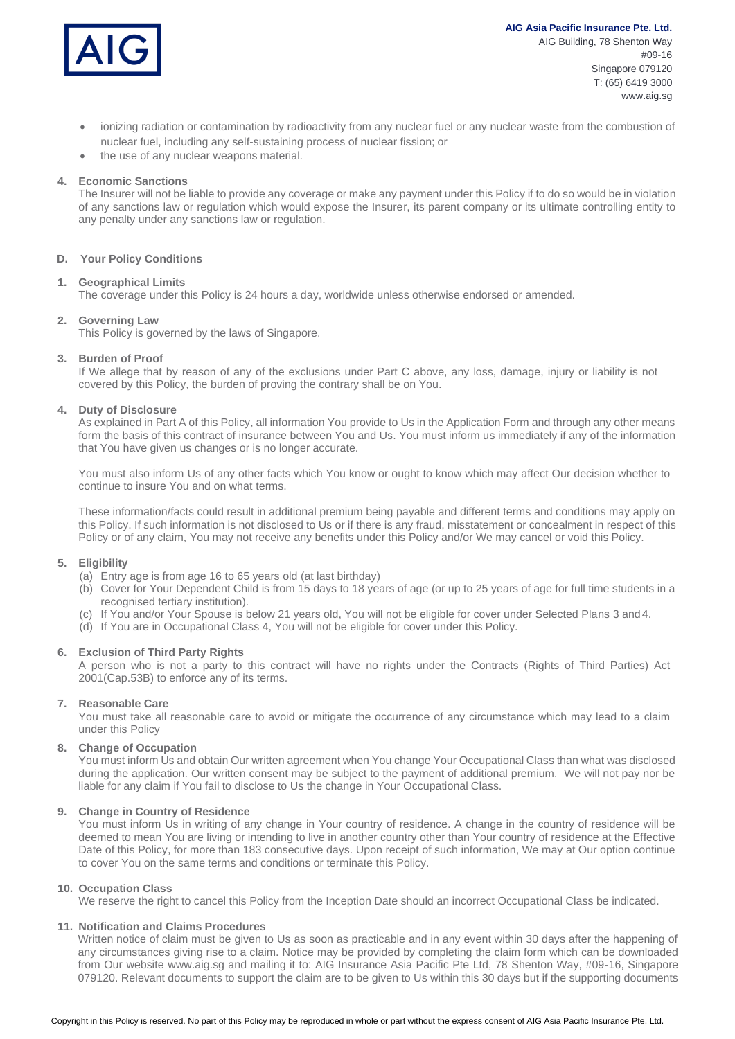- ionizing radiation or contamination by radioactivity from any nuclear fuel or any nuclear waste from the combustion of nuclear fuel, including any self-sustaining process of nuclear fission; or
- the use of any nuclear weapons material.

**4. Economic Sanctions**

The Insurer will not be liable to provide any coverage or make any payment under this Policy if to do so would be in violation of any sanctions law or regulation which would expose the Insurer, its parent company or its ultimate controlling entity to any penalty under any sanctions law or regulation.

## D. Your Policy Conditions

**1. Geographical Limits**

The coverage under this Policy is 24 hours a day, worldwide unless otherwise endorsed or amended.

**2. Governing Law**

This Policy is governed by the laws of Singapore.

**3. Burden of Proof**

If We allege that by reason of any of the exclusions under Part C above, any loss, damage, injury or liability is not covered by this Policy, the burden of proving the contrary shall be on You.

**4. Duty of Disclosure**

As explained in Part A of this Policy, all information You provide to Us in the Application Form and through any other means form the basis of this contract of insurance between You and Us. You must inform us immediately if any of the information that You have given us changes or is no longer accurate.

You must also inform Us of any other facts which You know or ought to know which may affect Our decision whether to continue to insure You and on what terms.

These information/facts could result in additional premium being payable and different terms and conditions may apply on this Policy. If such information is not disclosed to Us or if there is any fraud, misstatement or concealment in respect of this Policy or of any claim, You may not receive any benefits under this Policy and/or We may cancel or void this Policy.

**5. Eligibility**

(a) Entry age is from age 16 to 65 years old (at last birthday)
(b) Cover for Your Dependent Child is from 15 days to 18 years of age (or up to 25 years of age for full time students in a recognised tertiary institution).
(c) If You and/or Your Spouse is below 21 years old, You will not be eligible for cover under Selected Plans 3 and 4.
(d) If You are in Occupational Class 4, You will not be eligible for cover under this Policy.

**6. Exclusion of Third Party Rights**

A person who is not a party to this contract will have no rights under the Contracts (Rights of Third Parties) Act 2001(Cap.53B) to enforce any of its terms.

**7. Reasonable Care**

You must take all reasonable care to avoid or mitigate the occurrence of any circumstance which may lead to a claim under this Policy

**8. Change of Occupation**

You must inform Us and obtain Our written agreement when You change Your Occupational Class than what was disclosed during the application. Our written consent may be subject to the payment of additional premium. We will not pay nor be liable for any claim if You fail to disclose to Us the change in Your Occupational Class.

**9. Change in Country of Residence**

You must inform Us in writing of any change in Your country of residence. A change in the country of residence will be deemed to mean You are living or intending to live in another country other than Your country of residence at the Effective Date of this Policy, for more than 183 consecutive days. Upon receipt of such information, We may at Our option continue to cover You on the same terms and conditions or terminate this Policy.

**10. Occupation Class**

We reserve the right to cancel this Policy from the Inception Date should an incorrect Occupational Class be indicated.

**11. Notification and Claims Procedures**

Written notice of claim must be given to Us as soon as practicable and in any event within 30 days after the happening of any circumstances giving rise to a claim. Notice may be provided by completing the claim form which can be downloaded from Our website www.aig.sg and mailing it to: AIG Insurance Asia Pacific Pte Ltd, 78 Shenton Way, #09-16, Singapore 079120. Relevant documents to support the claim are to be given to Us within this 30 days but if the supporting documents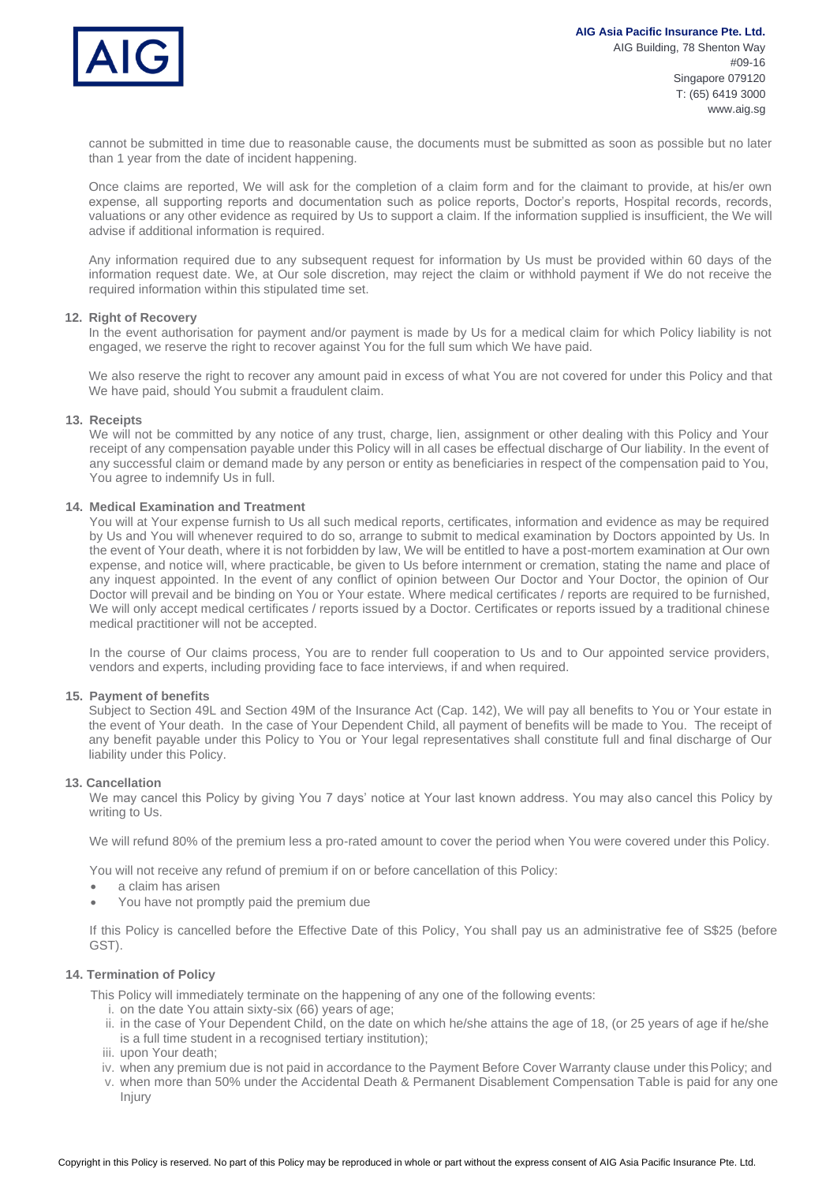cannot be submitted in time due to reasonable cause, the documents must be submitted as soon as possible but no later than 1 year from the date of incident happening.

Once claims are reported, We will ask for the completion of a claim form and for the claimant to provide, at his/er own expense, all supporting reports and documentation such as police reports, Doctor's reports, Hospital records, records, valuations or any other evidence as required by Us to support a claim. If the information supplied is insufficient, the We will advise if additional information is required.

Any information required due to any subsequent request for information by Us must be provided within 60 days of the information request date. We, at Our sole discretion, may reject the claim or withhold payment if We do not receive the required information within this stipulated time set.

**12. Right of Recovery**

In the event authorisation for payment and/or payment is made by Us for a medical claim for which Policy liability is not engaged, we reserve the right to recover against You for the full sum which We have paid.

We also reserve the right to recover any amount paid in excess of what You are not covered for under this Policy and that We have paid, should You submit a fraudulent claim.

**13. Receipts**

We will not be committed by any notice of any trust, charge, lien, assignment or other dealing with this Policy and Your receipt of any compensation payable under this Policy will in all cases be effectual discharge of Our liability. In the event of any successful claim or demand made by any person or entity as beneficiaries in respect of the compensation paid to You, You agree to indemnify Us in full.

**14. Medical Examination and Treatment**

You will at Your expense furnish to Us all such medical reports, certificates, information and evidence as may be required by Us and You will whenever required to do so, arrange to submit to medical examination by Doctors appointed by Us. In the event of Your death, where it is not forbidden by law, We will be entitled to have a post-mortem examination at Our own expense, and notice will, where practicable, be given to Us before internment or cremation, stating the name and place of any inquest appointed. In the event of any conflict of opinion between Our Doctor and Your Doctor, the opinion of Our Doctor will prevail and be binding on You or Your estate. Where medical certificates / reports are required to be furnished, We will only accept medical certificates / reports issued by a Doctor. Certificates or reports issued by a traditional chinese medical practitioner will not be accepted.

In the course of Our claims process, You are to render full cooperation to Us and to Our appointed service providers, vendors and experts, including providing face to face interviews, if and when required.

**15. Payment of benefits**

Subject to Section 49L and Section 49M of the Insurance Act (Cap. 142), We will pay all benefits to You or Your estate in the event of Your death. In the case of Your Dependent Child, all payment of benefits will be made to You. The receipt of any benefit payable under this Policy to You or Your legal representatives shall constitute full and final discharge of Our liability under this Policy.

**13. Cancellation**

We may cancel this Policy by giving You 7 days' notice at Your last known address. You may also cancel this Policy by writing to Us.

We will refund 80% of the premium less a pro-rated amount to cover the period when You were covered under this Policy.

You will not receive any refund of premium if on or before cancellation of this Policy:

- a claim has arisen
- You have not promptly paid the premium due

If this Policy is cancelled before the Effective Date of this Policy, You shall pay us an administrative fee of S$25 (before GST).

**14. Termination of Policy**

This Policy will immediately terminate on the happening of any one of the following events:

i. on the date You attain sixty-six (66) years of age;
ii. in the case of Your Dependent Child, on the date on which he/she attains the age of 18, (or 25 years of age if he/she is a full time student in a recognised tertiary institution);
iii. upon Your death;
iv. when any premium due is not paid in accordance to the Payment Before Cover Warranty clause under this Policy; and
v. when more than 50% under the Accidental Death & Permanent Disablement Compensation Table is paid for any one Injury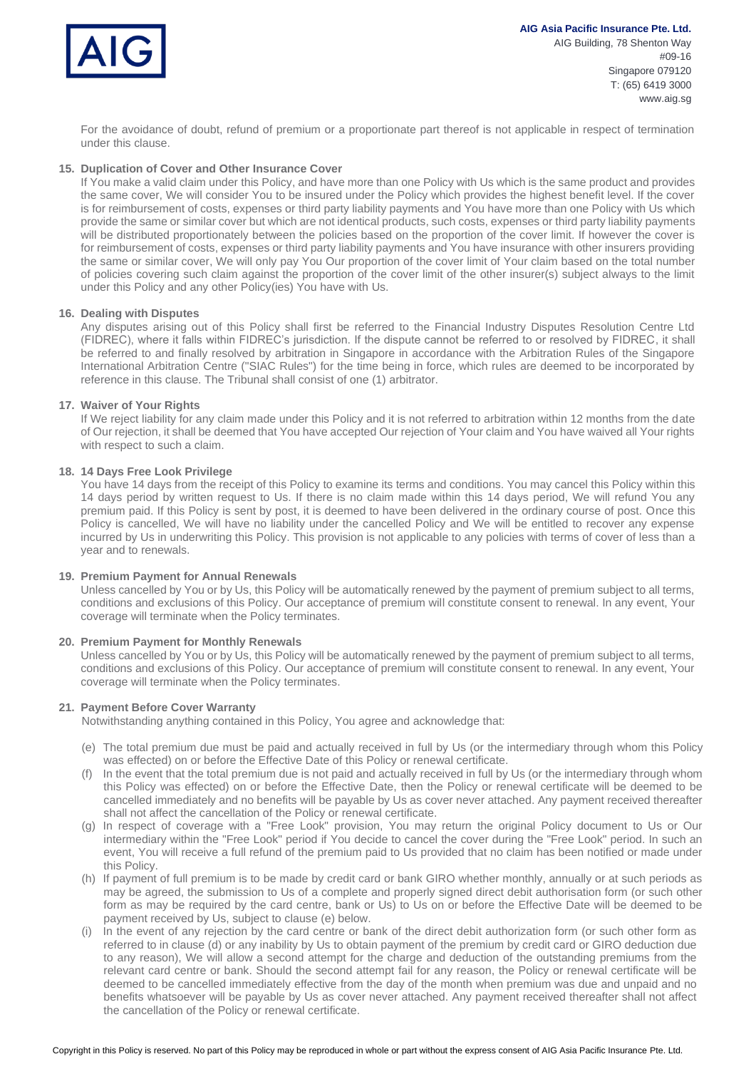For the avoidance of doubt, refund of premium or a proportionate part thereof is not applicable in respect of termination under this clause.

**15. Duplication of Cover and Other Insurance Cover**

If You make a valid claim under this Policy, and have more than one Policy with Us which is the same product and provides the same cover, We will consider You to be insured under the Policy which provides the highest benefit level. If the cover is for reimbursement of costs, expenses or third party liability payments and You have more than one Policy with Us which provide the same or similar cover but which are not identical products, such costs, expenses or third party liability payments will be distributed proportionately between the policies based on the proportion of the cover limit. If however the cover is for reimbursement of costs, expenses or third party liability payments and You have insurance with other insurers providing the same or similar cover, We will only pay You Our proportion of the cover limit of Your claim based on the total number of policies covering such claim against the proportion of the cover limit of the other insurer(s) subject always to the limit under this Policy and any other Policy(ies) You have with Us.

**16. Dealing with Disputes**

Any disputes arising out of this Policy shall first be referred to the Financial Industry Disputes Resolution Centre Ltd (FIDREC), where it falls within FIDREC's jurisdiction. If the dispute cannot be referred to or resolved by FIDREC, it shall be referred to and finally resolved by arbitration in Singapore in accordance with the Arbitration Rules of the Singapore International Arbitration Centre ("SIAC Rules") for the time being in force, which rules are deemed to be incorporated by reference in this clause. The Tribunal shall consist of one (1) arbitrator.

**17. Waiver of Your Rights**

If We reject liability for any claim made under this Policy and it is not referred to arbitration within 12 months from the date of Our rejection, it shall be deemed that You have accepted Our rejection of Your claim and You have waived all Your rights with respect to such a claim.

**18. 14 Days Free Look Privilege**

You have 14 days from the receipt of this Policy to examine its terms and conditions. You may cancel this Policy within this 14 days period by written request to Us. If there is no claim made within this 14 days period, We will refund You any premium paid. If this Policy is sent by post, it is deemed to have been delivered in the ordinary course of post. Once this Policy is cancelled, We will have no liability under the cancelled Policy and We will be entitled to recover any expense incurred by Us in underwriting this Policy. This provision is not applicable to any policies with terms of cover of less than a year and to renewals.

**19. Premium Payment for Annual Renewals**

Unless cancelled by You or by Us, this Policy will be automatically renewed by the payment of premium subject to all terms, conditions and exclusions of this Policy. Our acceptance of premium will constitute consent to renewal. In any event, Your coverage will terminate when the Policy terminates.

**20. Premium Payment for Monthly Renewals**

Unless cancelled by You or by Us, this Policy will be automatically renewed by the payment of premium subject to all terms, conditions and exclusions of this Policy. Our acceptance of premium will constitute consent to renewal. In any event, Your coverage will terminate when the Policy terminates.

**21. Payment Before Cover Warranty**

Notwithstanding anything contained in this Policy, You agree and acknowledge that:

(e) The total premium due must be paid and actually received in full by Us (or the intermediary through whom this Policy was effected) on or before the Effective Date of this Policy or renewal certificate.

(f) In the event that the total premium due is not paid and actually received in full by Us (or the intermediary through whom this Policy was effected) on or before the Effective Date, then the Policy or renewal certificate will be deemed to be cancelled immediately and no benefits will be payable by Us as cover never attached. Any payment received thereafter shall not affect the cancellation of the Policy or renewal certificate.

(g) In respect of coverage with a "Free Look" provision, You may return the original Policy document to Us or Our intermediary within the "Free Look" period if You decide to cancel the cover during the "Free Look" period. In such an event, You will receive a full refund of the premium paid to Us provided that no claim has been notified or made under this Policy.

(h) If payment of full premium is to be made by credit card or bank GIRO whether monthly, annually or at such periods as may be agreed, the submission to Us of a complete and properly signed direct debit authorisation form (or such other form as may be required by the card centre, bank or Us) to Us on or before the Effective Date will be deemed to be payment received by Us, subject to clause (e) below.

(i) In the event of any rejection by the card centre or bank of the direct debit authorization form (or such other form as referred to in clause (d) or any inability by Us to obtain payment of the premium by credit card or GIRO deduction due to any reason), We will allow a second attempt for the charge and deduction of the outstanding premiums from the relevant card centre or bank. Should the second attempt fail for any reason, the Policy or renewal certificate will be deemed to be cancelled immediately effective from the day of the month when premium was due and unpaid and no benefits whatsoever will be payable by Us as cover never attached. Any payment received thereafter shall not affect the cancellation of the Policy or renewal certificate.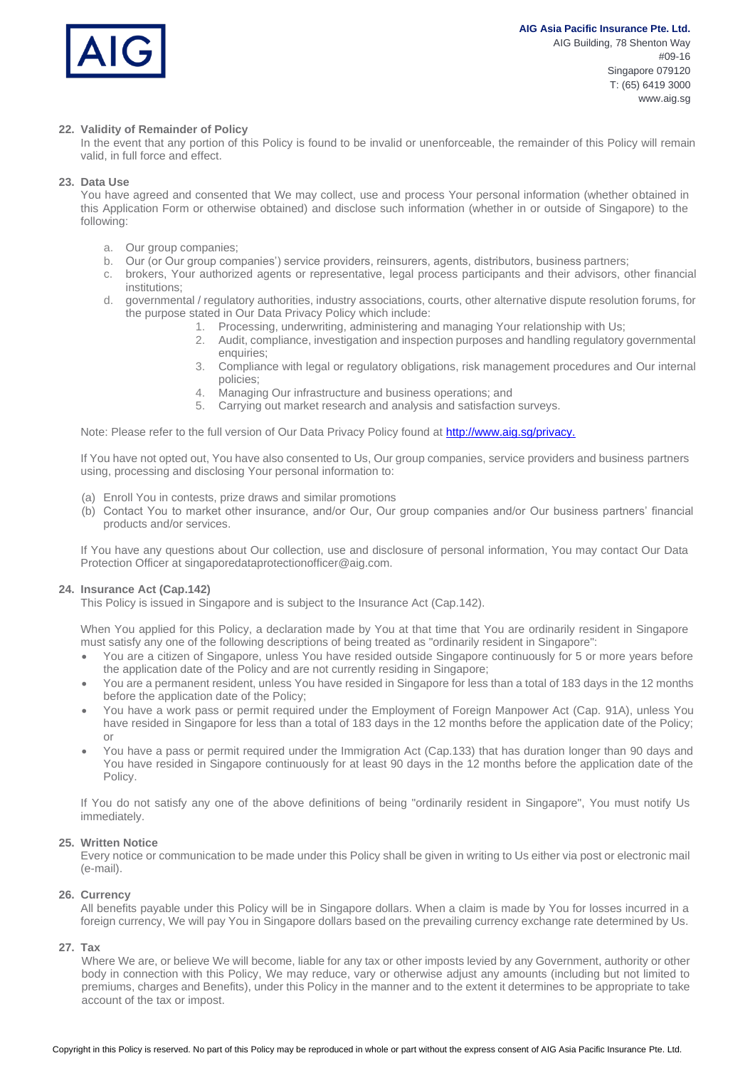### 22. Validity of Remainder of Policy

In the event that any portion of this Policy is found to be invalid or unenforceable, the remainder of this Policy will remain valid, in full force and effect.

### 23. Data Use

You have agreed and consented that We may collect, use and process Your personal information (whether obtained in this Application Form or otherwise obtained) and disclose such information (whether in or outside of Singapore) to the following:

a. Our group companies;
b. Our (or Our group companies') service providers, reinsurers, agents, distributors, business partners;
c. brokers, Your authorized agents or representative, legal process participants and their advisors, other financial institutions;
d. governmental / regulatory authorities, industry associations, courts, other alternative dispute resolution forums, for the purpose stated in Our Data Privacy Policy which include:
    1. Processing, underwriting, administering and managing Your relationship with Us;
    2. Audit, compliance, investigation and inspection purposes and handling regulatory governmental enquiries;
    3. Compliance with legal or regulatory obligations, risk management procedures and Our internal policies;
    4. Managing Our infrastructure and business operations; and
    5. Carrying out market research and analysis and satisfaction surveys.

Note: Please refer to the full version of Our Data Privacy Policy found at [http://www.aig.sg/privacy.](http://www.aig.sg/privacy)

If You have not opted out, You have also consented to Us, Our group companies, service providers and business partners using, processing and disclosing Your personal information to:

(a) Enroll You in contests, prize draws and similar promotions
(b) Contact You to market other insurance, and/or Our, Our group companies and/or Our business partners' financial products and/or services.

If You have any questions about Our collection, use and disclosure of personal information, You may contact Our Data Protection Officer at singaporedataprotectionofficer@aig.com.

### 24. Insurance Act (Cap.142)

This Policy is issued in Singapore and is subject to the Insurance Act (Cap.142).

When You applied for this Policy, a declaration made by You at that time that You are ordinarily resident in Singapore must satisfy any one of the following descriptions of being treated as "ordinarily resident in Singapore":

- You are a citizen of Singapore, unless You have resided outside Singapore continuously for 5 or more years before the application date of the Policy and are not currently residing in Singapore;
- You are a permanent resident, unless You have resided in Singapore for less than a total of 183 days in the 12 months before the application date of the Policy;
- You have a work pass or permit required under the Employment of Foreign Manpower Act (Cap. 91A), unless You have resided in Singapore for less than a total of 183 days in the 12 months before the application date of the Policy; or
- You have a pass or permit required under the Immigration Act (Cap.133) that has duration longer than 90 days and You have resided in Singapore continuously for at least 90 days in the 12 months before the application date of the Policy.

If You do not satisfy any one of the above definitions of being "ordinarily resident in Singapore", You must notify Us immediately.

### 25. Written Notice

Every notice or communication to be made under this Policy shall be given in writing to Us either via post or electronic mail (e-mail).

### 26. Currency

All benefits payable under this Policy will be in Singapore dollars. When a claim is made by You for losses incurred in a foreign currency, We will pay You in Singapore dollars based on the prevailing currency exchange rate determined by Us.

### 27. Tax

Where We are, or believe We will become, liable for any tax or other imposts levied by any Government, authority or other body in connection with this Policy, We may reduce, vary or otherwise adjust any amounts (including but not limited to premiums, charges and Benefits), under this Policy in the manner and to the extent it determines to be appropriate to take account of the tax or impost.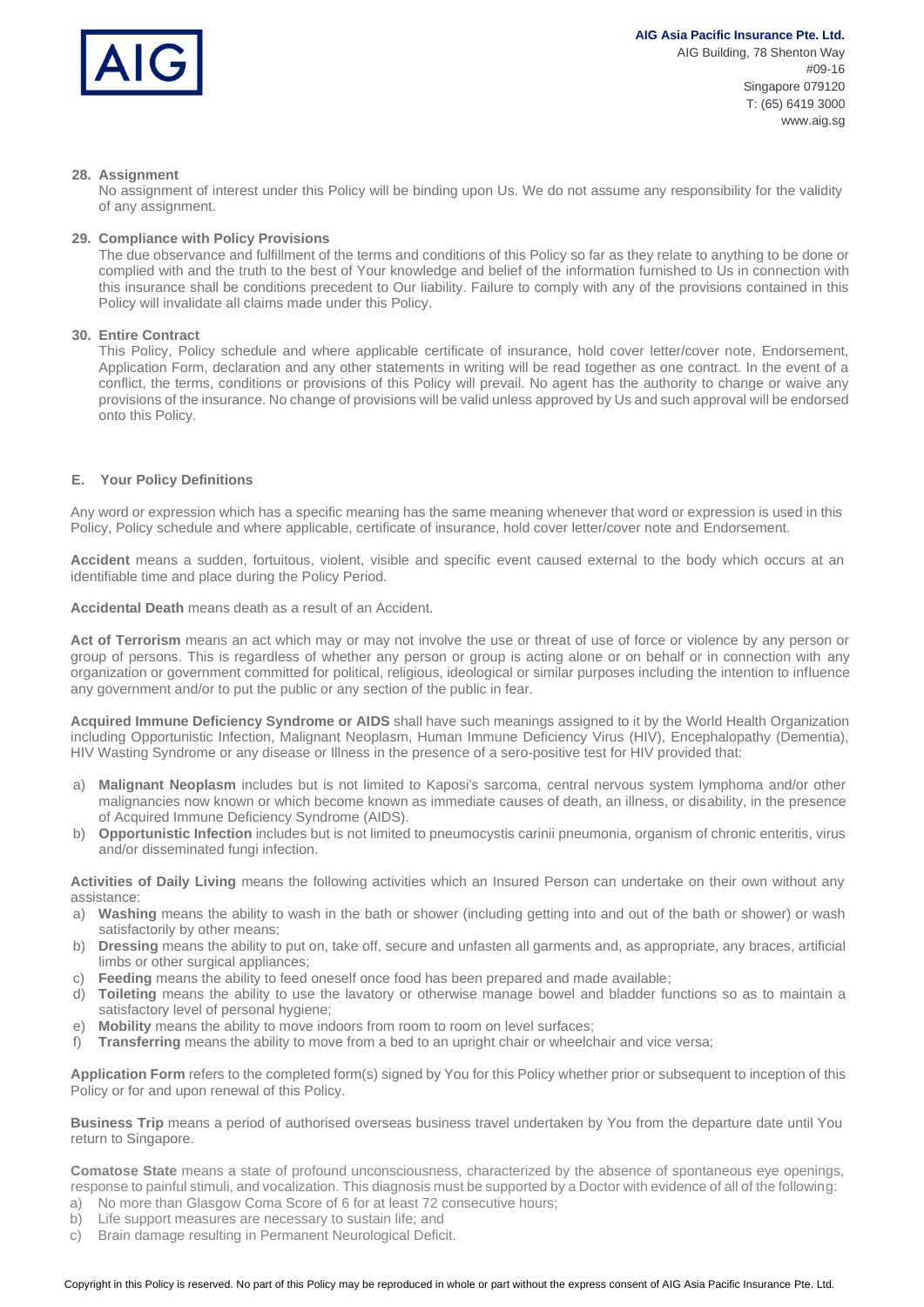**28. Assignment**

No assignment of interest under this Policy will be binding upon Us. We do not assume any responsibility for the validity of any assignment.

**29. Compliance with Policy Provisions**

The due observance and fulfillment of the terms and conditions of this Policy so far as they relate to anything to be done or complied with and the truth to the best of Your knowledge and belief of the information furnished to Us in connection with this insurance shall be conditions precedent to Our liability. Failure to comply with any of the provisions contained in this Policy will invalidate all claims made under this Policy.

**30. Entire Contract**

This Policy, Policy schedule and where applicable certificate of insurance, hold cover letter/cover note, Endorsement, Application Form, declaration and any other statements in writing will be read together as one contract. In the event of a conflict, the terms, conditions or provisions of this Policy will prevail. No agent has the authority to change or waive any provisions of the insurance. No change of provisions will be valid unless approved by Us and such approval will be endorsed onto this Policy.

## E. Your Policy Definitions

Any word or expression which has a specific meaning has the same meaning whenever that word or expression is used in this Policy, Policy schedule and where applicable, certificate of insurance, hold cover letter/cover note and Endorsement.

**Accident** means a sudden, fortuitous, violent, visible and specific event caused external to the body which occurs at an identifiable time and place during the Policy Period.

**Accidental Death** means death as a result of an Accident.

**Act of Terrorism** means an act which may or may not involve the use or threat of use of force or violence by any person or group of persons. This is regardless of whether any person or group is acting alone or on behalf or in connection with any organization or government committed for political, religious, ideological or similar purposes including the intention to influence any government and/or to put the public or any section of the public in fear.

**Acquired Immune Deficiency Syndrome or AIDS** shall have such meanings assigned to it by the World Health Organization including Opportunistic Infection, Malignant Neoplasm, Human Immune Deficiency Virus (HIV), Encephalopathy (Dementia), HIV Wasting Syndrome or any disease or Illness in the presence of a sero-positive test for HIV provided that:

a) **Malignant Neoplasm** includes but is not limited to Kaposi's sarcoma, central nervous system lymphoma and/or other malignancies now known or which become known as immediate causes of death, an illness, or disability, in the presence of Acquired Immune Deficiency Syndrome (AIDS).
b) **Opportunistic Infection** includes but is not limited to pneumocystis carinii pneumonia, organism of chronic enteritis, virus and/or disseminated fungi infection.

**Activities of Daily Living** means the following activities which an Insured Person can undertake on their own without any assistance:

a) **Washing** means the ability to wash in the bath or shower (including getting into and out of the bath or shower) or wash satisfactorily by other means;
b) **Dressing** means the ability to put on, take off, secure and unfasten all garments and, as appropriate, any braces, artificial limbs or other surgical appliances;
c) **Feeding** means the ability to feed oneself once food has been prepared and made available;
d) **Toileting** means the ability to use the lavatory or otherwise manage bowel and bladder functions so as to maintain a satisfactory level of personal hygiene;
e) **Mobility** means the ability to move indoors from room to room on level surfaces;
f) **Transferring** means the ability to move from a bed to an upright chair or wheelchair and vice versa;

**Application Form** refers to the completed form(s) signed by You for this Policy whether prior or subsequent to inception of this Policy or for and upon renewal of this Policy.

**Business Trip** means a period of authorised overseas business travel undertaken by You from the departure date until You return to Singapore.

**Comatose State** means a state of profound unconsciousness, characterized by the absence of spontaneous eye openings, response to painful stimuli, and vocalization. This diagnosis must be supported by a Doctor with evidence of all of the following:

a) No more than Glasgow Coma Score of 6 for at least 72 consecutive hours;
b) Life support measures are necessary to sustain life; and
c) Brain damage resulting in Permanent Neurological Deficit.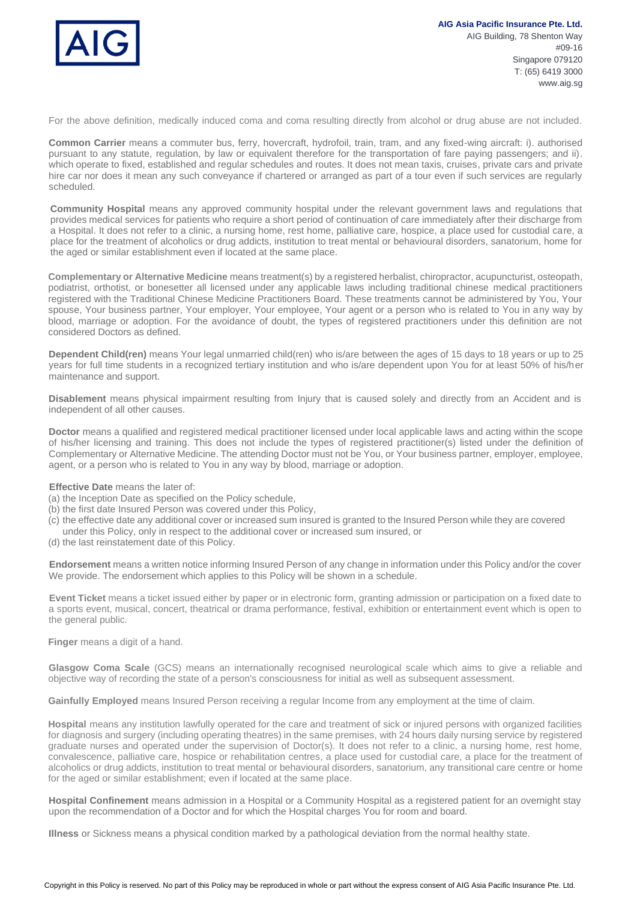For the above definition, medically induced coma and coma resulting directly from alcohol or drug abuse are not included.

**Common Carrier** means a commuter bus, ferry, hovercraft, hydrofoil, train, tram, and any fixed-wing aircraft: i). authorised pursuant to any statute, regulation, by law or equivalent therefore for the transportation of fare paying passengers; and ii). which operate to fixed, established and regular schedules and routes. It does not mean taxis, cruises, private cars and private hire car nor does it mean any such conveyance if chartered or arranged as part of a tour even if such services are regularly scheduled.

**Community Hospital** means any approved community hospital under the relevant government laws and regulations that provides medical services for patients who require a short period of continuation of care immediately after their discharge from a Hospital. It does not refer to a clinic, a nursing home, rest home, palliative care, hospice, a place used for custodial care, a place for the treatment of alcoholics or drug addicts, institution to treat mental or behavioural disorders, sanatorium, home for the aged or similar establishment even if located at the same place.

**Complementary or Alternative Medicine** means treatment(s) by a registered herbalist, chiropractor, acupuncturist, osteopath, podiatrist, orthotist, or bonesetter all licensed under any applicable laws including traditional chinese medical practitioners registered with the Traditional Chinese Medicine Practitioners Board. These treatments cannot be administered by You, Your spouse, Your business partner, Your employer, Your employee, Your agent or a person who is related to You in any way by blood, marriage or adoption. For the avoidance of doubt, the types of registered practitioners under this definition are not considered Doctors as defined.

**Dependent Child(ren)** means Your legal unmarried child(ren) who is/are between the ages of 15 days to 18 years or up to 25 years for full time students in a recognized tertiary institution and who is/are dependent upon You for at least 50% of his/her maintenance and support.

**Disablement** means physical impairment resulting from Injury that is caused solely and directly from an Accident and is independent of all other causes.

**Doctor** means a qualified and registered medical practitioner licensed under local applicable laws and acting within the scope of his/her licensing and training. This does not include the types of registered practitioner(s) listed under the definition of Complementary or Alternative Medicine. The attending Doctor must not be You, or Your business partner, employer, employee, agent, or a person who is related to You in any way by blood, marriage or adoption.

**Effective Date** means the later of:
(a) the Inception Date as specified on the Policy schedule,
(b) the first date Insured Person was covered under this Policy,
(c) the effective date any additional cover or increased sum insured is granted to the Insured Person while they are covered under this Policy, only in respect to the additional cover or increased sum insured, or
(d) the last reinstatement date of this Policy.

**Endorsement** means a written notice informing Insured Person of any change in information under this Policy and/or the cover We provide. The endorsement which applies to this Policy will be shown in a schedule.

**Event Ticket** means a ticket issued either by paper or in electronic form, granting admission or participation on a fixed date to a sports event, musical, concert, theatrical or drama performance, festival, exhibition or entertainment event which is open to the general public.

**Finger** means a digit of a hand.

**Glasgow Coma Scale** (GCS) means an internationally recognised neurological scale which aims to give a reliable and objective way of recording the state of a person's consciousness for initial as well as subsequent assessment.

**Gainfully Employed** means Insured Person receiving a regular Income from any employment at the time of claim.

**Hospital** means any institution lawfully operated for the care and treatment of sick or injured persons with organized facilities for diagnosis and surgery (including operating theatres) in the same premises, with 24 hours daily nursing service by registered graduate nurses and operated under the supervision of Doctor(s). It does not refer to a clinic, a nursing home, rest home, convalescence, palliative care, hospice or rehabilitation centres, a place used for custodial care, a place for the treatment of alcoholics or drug addicts, institution to treat mental or behavioural disorders, sanatorium, any transitional care centre or home for the aged or similar establishment; even if located at the same place.

**Hospital Confinement** means admission in a Hospital or a Community Hospital as a registered patient for an overnight stay upon the recommendation of a Doctor and for which the Hospital charges You for room and board.

**Illness** or Sickness means a physical condition marked by a pathological deviation from the normal healthy state.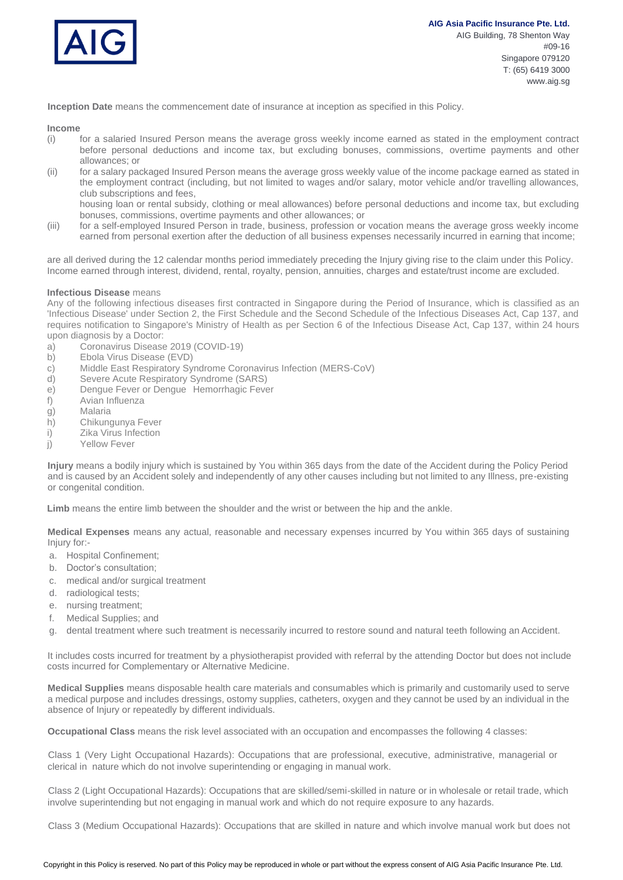**Inception Date** means the commencement date of insurance at inception as specified in this Policy.

**Income**

(i) for a salaried Insured Person means the average gross weekly income earned as stated in the employment contract before personal deductions and income tax, but excluding bonuses, commissions, overtime payments and other allowances; or

(ii) for a salary packaged Insured Person means the average gross weekly value of the income package earned as stated in the employment contract (including, but not limited to wages and/or salary, motor vehicle and/or travelling allowances, club subscriptions and fees,
housing loan or rental subsidy, clothing or meal allowances) before personal deductions and income tax, but excluding bonuses, commissions, overtime payments and other allowances; or

(iii) for a self-employed Insured Person in trade, business, profession or vocation means the average gross weekly income earned from personal exertion after the deduction of all business expenses necessarily incurred in earning that income;

are all derived during the 12 calendar months period immediately preceding the Injury giving rise to the claim under this Policy. Income earned through interest, dividend, rental, royalty, pension, annuities, charges and estate/trust income are excluded.

**Infectious Disease** means
Any of the following infectious diseases first contracted in Singapore during the Period of Insurance, which is classified as an 'Infectious Disease' under Section 2, the First Schedule and the Second Schedule of the Infectious Diseases Act, Cap 137, and requires notification to Singapore's Ministry of Health as per Section 6 of the Infectious Disease Act, Cap 137, within 24 hours upon diagnosis by a Doctor:

a) Coronavirus Disease 2019 (COVID-19)
b) Ebola Virus Disease (EVD)
c) Middle East Respiratory Syndrome Coronavirus Infection (MERS-CoV)
d) Severe Acute Respiratory Syndrome (SARS)
e) Dengue Fever or Dengue Hemorrhagic Fever
f) Avian Influenza
g) Malaria
h) Chikungunya Fever
i) Zika Virus Infection
j) Yellow Fever

**Injury** means a bodily injury which is sustained by You within 365 days from the date of the Accident during the Policy Period and is caused by an Accident solely and independently of any other causes including but not limited to any Illness, pre-existing or congenital condition.

**Limb** means the entire limb between the shoulder and the wrist or between the hip and the ankle.

**Medical Expenses** means any actual, reasonable and necessary expenses incurred by You within 365 days of sustaining Injury for:-

a. Hospital Confinement;
b. Doctor's consultation;
c. medical and/or surgical treatment
d. radiological tests;
e. nursing treatment;
f. Medical Supplies; and
g. dental treatment where such treatment is necessarily incurred to restore sound and natural teeth following an Accident.

It includes costs incurred for treatment by a physiotherapist provided with referral by the attending Doctor but does not include costs incurred for Complementary or Alternative Medicine.

**Medical Supplies** means disposable health care materials and consumables which is primarily and customarily used to serve a medical purpose and includes dressings, ostomy supplies, catheters, oxygen and they cannot be used by an individual in the absence of Injury or repeatedly by different individuals.

**Occupational Class** means the risk level associated with an occupation and encompasses the following 4 classes:

Class 1 (Very Light Occupational Hazards): Occupations that are professional, executive, administrative, managerial or clerical in nature which do not involve superintending or engaging in manual work.

Class 2 (Light Occupational Hazards): Occupations that are skilled/semi-skilled in nature or in wholesale or retail trade, which involve superintending but not engaging in manual work and which do not require exposure to any hazards.

Class 3 (Medium Occupational Hazards): Occupations that are skilled in nature and which involve manual work but does not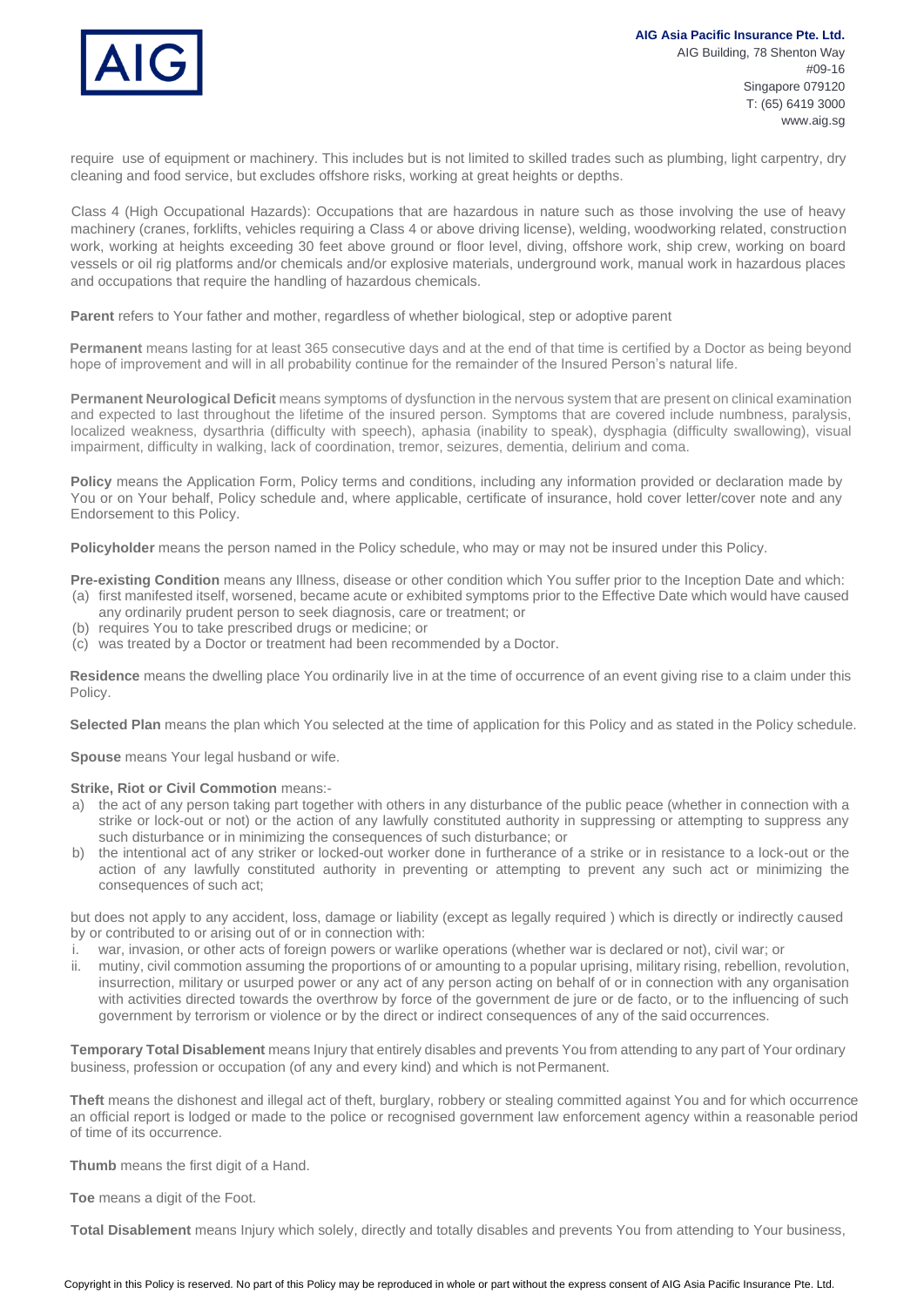require use of equipment or machinery. This includes but is not limited to skilled trades such as plumbing, light carpentry, dry cleaning and food service, but excludes offshore risks, working at great heights or depths.

Class 4 (High Occupational Hazards): Occupations that are hazardous in nature such as those involving the use of heavy machinery (cranes, forklifts, vehicles requiring a Class 4 or above driving license), welding, woodworking related, construction work, working at heights exceeding 30 feet above ground or floor level, diving, offshore work, ship crew, working on board vessels or oil rig platforms and/or chemicals and/or explosive materials, underground work, manual work in hazardous places and occupations that require the handling of hazardous chemicals.

**Parent** refers to Your father and mother, regardless of whether biological, step or adoptive parent

**Permanent** means lasting for at least 365 consecutive days and at the end of that time is certified by a Doctor as being beyond hope of improvement and will in all probability continue for the remainder of the Insured Person's natural life.

**Permanent Neurological Deficit** means symptoms of dysfunction in the nervous system that are present on clinical examination and expected to last throughout the lifetime of the insured person. Symptoms that are covered include numbness, paralysis, localized weakness, dysarthria (difficulty with speech), aphasia (inability to speak), dysphagia (difficulty swallowing), visual impairment, difficulty in walking, lack of coordination, tremor, seizures, dementia, delirium and coma.

**Policy** means the Application Form, Policy terms and conditions, including any information provided or declaration made by You or on Your behalf, Policy schedule and, where applicable, certificate of insurance, hold cover letter/cover note and any Endorsement to this Policy.

**Policyholder** means the person named in the Policy schedule, who may or may not be insured under this Policy.

**Pre-existing Condition** means any Illness, disease or other condition which You suffer prior to the Inception Date and which:

(a) first manifested itself, worsened, became acute or exhibited symptoms prior to the Effective Date which would have caused any ordinarily prudent person to seek diagnosis, care or treatment; or
(b) requires You to take prescribed drugs or medicine; or
(c) was treated by a Doctor or treatment had been recommended by a Doctor.

**Residence** means the dwelling place You ordinarily live in at the time of occurrence of an event giving rise to a claim under this Policy.

**Selected Plan** means the plan which You selected at the time of application for this Policy and as stated in the Policy schedule.

**Spouse** means Your legal husband or wife.

**Strike, Riot or Civil Commotion** means:-

a) the act of any person taking part together with others in any disturbance of the public peace (whether in connection with a strike or lock-out or not) or the action of any lawfully constituted authority in suppressing or attempting to suppress any such disturbance or in minimizing the consequences of such disturbance; or
b) the intentional act of any striker or locked-out worker done in furtherance of a strike or in resistance to a lock-out or the action of any lawfully constituted authority in preventing or attempting to prevent any such act or minimizing the consequences of such act;

but does not apply to any accident, loss, damage or liability (except as legally required ) which is directly or indirectly caused by or contributed to or arising out of or in connection with:

i. war, invasion, or other acts of foreign powers or warlike operations (whether war is declared or not), civil war; or
ii. mutiny, civil commotion assuming the proportions of or amounting to a popular uprising, military rising, rebellion, revolution, insurrection, military or usurped power or any act of any person acting on behalf of or in connection with any organisation with activities directed towards the overthrow by force of the government de jure or de facto, or to the influencing of such government by terrorism or violence or by the direct or indirect consequences of any of the said occurrences.

**Temporary Total Disablement** means Injury that entirely disables and prevents You from attending to any part of Your ordinary business, profession or occupation (of any and every kind) and which is not Permanent.

**Theft** means the dishonest and illegal act of theft, burglary, robbery or stealing committed against You and for which occurrence an official report is lodged or made to the police or recognised government law enforcement agency within a reasonable period of time of its occurrence.

**Thumb** means the first digit of a Hand.

**Toe** means a digit of the Foot.

**Total Disablement** means Injury which solely, directly and totally disables and prevents You from attending to Your business,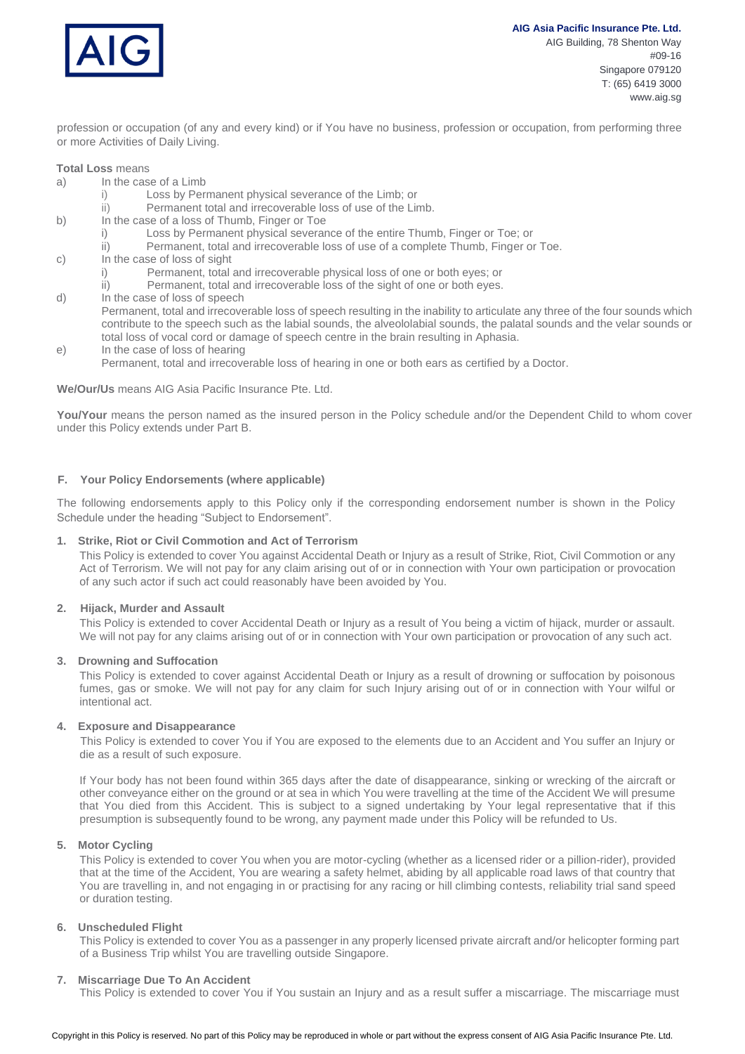profession or occupation (of any and every kind) or if You have no business, profession or occupation, from performing three or more Activities of Daily Living.

**Total Loss** means

a) In the case of a Limb
   i) Loss by Permanent physical severance of the Limb; or
   ii) Permanent total and irrecoverable loss of use of the Limb.

b) In the case of a loss of Thumb, Finger or Toe
   i) Loss by Permanent physical severance of the entire Thumb, Finger or Toe; or
   ii) Permanent, total and irrecoverable loss of use of a complete Thumb, Finger or Toe.

c) In the case of loss of sight
   i) Permanent, total and irrecoverable physical loss of one or both eyes; or
   ii) Permanent, total and irrecoverable loss of the sight of one or both eyes.

d) In the case of loss of speech
   Permanent, total and irrecoverable loss of speech resulting in the inability to articulate any three of the four sounds which contribute to the speech such as the labial sounds, the alveololabial sounds, the palatal sounds and the velar sounds or total loss of vocal cord or damage of speech centre in the brain resulting in Aphasia.

e) In the case of loss of hearing
   Permanent, total and irrecoverable loss of hearing in one or both ears as certified by a Doctor.

**We/Our/Us** means AIG Asia Pacific Insurance Pte. Ltd.

**You/Your** means the person named as the insured person in the Policy schedule and/or the Dependent Child to whom cover under this Policy extends under Part B.

## F. Your Policy Endorsements (where applicable)

The following endorsements apply to this Policy only if the corresponding endorsement number is shown in the Policy Schedule under the heading "Subject to Endorsement".

### 1. Strike, Riot or Civil Commotion and Act of Terrorism

This Policy is extended to cover You against Accidental Death or Injury as a result of Strike, Riot, Civil Commotion or any Act of Terrorism. We will not pay for any claim arising out of or in connection with Your own participation or provocation of any such actor if such act could reasonably have been avoided by You.

### 2. Hijack, Murder and Assault

This Policy is extended to cover Accidental Death or Injury as a result of You being a victim of hijack, murder or assault. We will not pay for any claims arising out of or in connection with Your own participation or provocation of any such act.

### 3. Drowning and Suffocation

This Policy is extended to cover against Accidental Death or Injury as a result of drowning or suffocation by poisonous fumes, gas or smoke. We will not pay for any claim for such Injury arising out of or in connection with Your wilful or intentional act.

### 4. Exposure and Disappearance

This Policy is extended to cover You if You are exposed to the elements due to an Accident and You suffer an Injury or die as a result of such exposure.

If Your body has not been found within 365 days after the date of disappearance, sinking or wrecking of the aircraft or other conveyance either on the ground or at sea in which You were travelling at the time of the Accident We will presume that You died from this Accident. This is subject to a signed undertaking by Your legal representative that if this presumption is subsequently found to be wrong, any payment made under this Policy will be refunded to Us.

### 5. Motor Cycling

This Policy is extended to cover You when you are motor-cycling (whether as a licensed rider or a pillion-rider), provided that at the time of the Accident, You are wearing a safety helmet, abiding by all applicable road laws of that country that You are travelling in, and not engaging in or practising for any racing or hill climbing contests, reliability trial sand speed or duration testing.

### 6. Unscheduled Flight

This Policy is extended to cover You as a passenger in any properly licensed private aircraft and/or helicopter forming part of a Business Trip whilst You are travelling outside Singapore.

### 7. Miscarriage Due To An Accident

This Policy is extended to cover You if You sustain an Injury and as a result suffer a miscarriage. The miscarriage must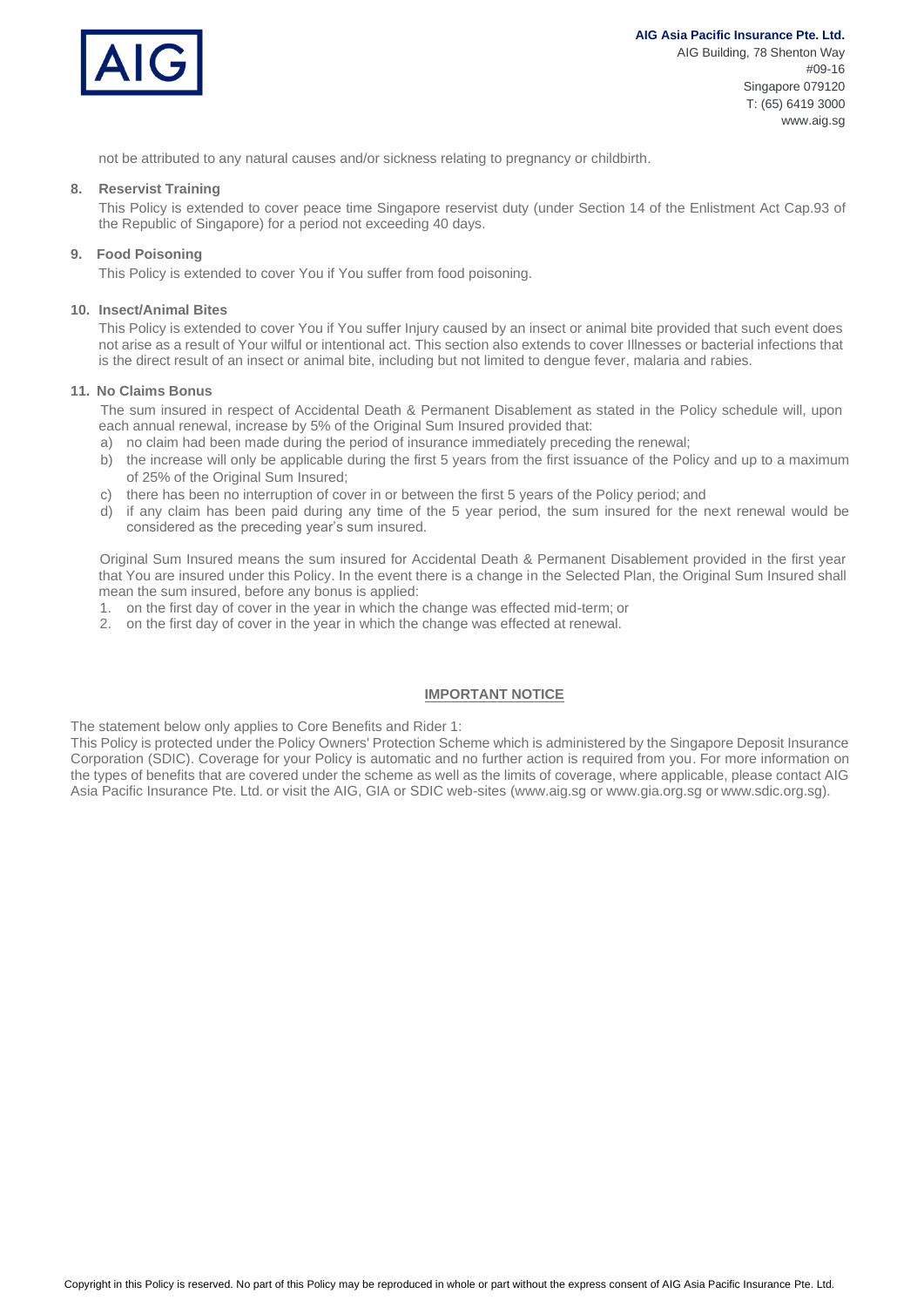not be attributed to any natural causes and/or sickness relating to pregnancy or childbirth.

**8. Reservist Training**

This Policy is extended to cover peace time Singapore reservist duty (under Section 14 of the Enlistment Act Cap.93 of the Republic of Singapore) for a period not exceeding 40 days.

**9. Food Poisoning**

This Policy is extended to cover You if You suffer from food poisoning.

**10. Insect/Animal Bites**

This Policy is extended to cover You if You suffer Injury caused by an insect or animal bite provided that such event does not arise as a result of Your wilful or intentional act. This section also extends to cover Illnesses or bacterial infections that is the direct result of an insect or animal bite, including but not limited to dengue fever, malaria and rabies.

**11. No Claims Bonus**

The sum insured in respect of Accidental Death & Permanent Disablement as stated in the Policy schedule will, upon each annual renewal, increase by 5% of the Original Sum Insured provided that:

a) no claim had been made during the period of insurance immediately preceding the renewal;
b) the increase will only be applicable during the first 5 years from the first issuance of the Policy and up to a maximum of 25% of the Original Sum Insured;
c) there has been no interruption of cover in or between the first 5 years of the Policy period; and
d) if any claim has been paid during any time of the 5 year period, the sum insured for the next renewal would be considered as the preceding year's sum insured.

Original Sum Insured means the sum insured for Accidental Death & Permanent Disablement provided in the first year that You are insured under this Policy. In the event there is a change in the Selected Plan, the Original Sum Insured shall mean the sum insured, before any bonus is applied:

1. on the first day of cover in the year in which the change was effected mid-term; or
2. on the first day of cover in the year in which the change was effected at renewal.

**IMPORTANT NOTICE**

The statement below only applies to Core Benefits and Rider 1:
This Policy is protected under the Policy Owners' Protection Scheme which is administered by the Singapore Deposit Insurance Corporation (SDIC). Coverage for your Policy is automatic and no further action is required from you. For more information on the types of benefits that are covered under the scheme as well as the limits of coverage, where applicable, please contact AIG Asia Pacific Insurance Pte. Ltd. or visit the AIG, GIA or SDIC web-sites (www.aig.sg or www.gia.org.sg or www.sdic.org.sg).